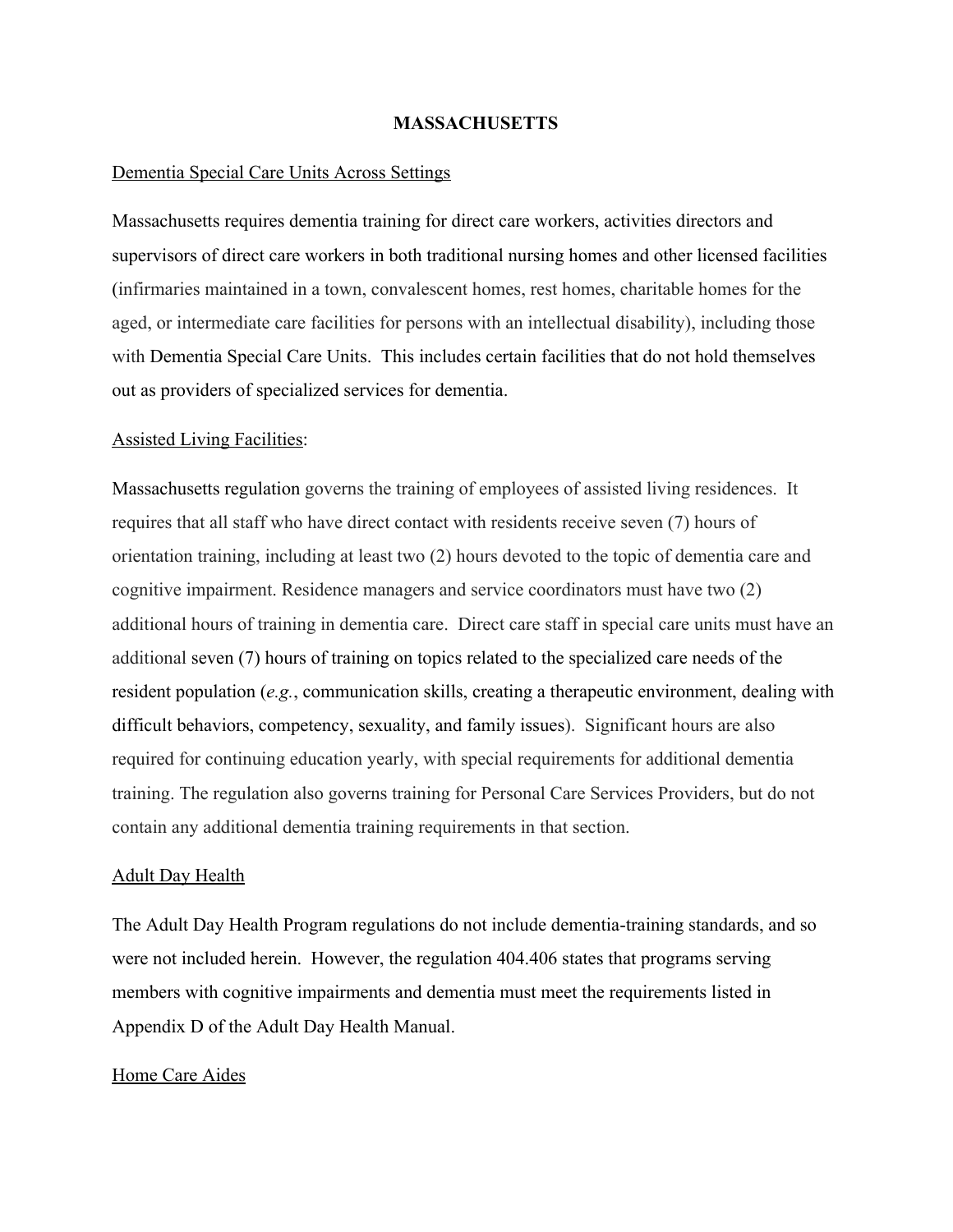# MASSACHUSETTS

Dementia Special Care Units Across Settings

Massachusetts requires dementia training for direct care workers, activities directors and supervisors of direct care workers in both traditional nursing homes and other licensed facilities (infirmaries maintained in a town, convalescent homes, rest homes, charitable homes for the aged, or intermediate care facilities for persons with an intellectual disability), including those with Dementia Special Care Units. This includes certain facilities that do not hold themselves out as providers of specialized services for dementia.

Assisted Living Facilities:

Massachusetts regulation governs the training of employees of assisted living residences. It requires that all staff who have direct contact with residents receive seven (7) hours of orientation training, including at least two (2) hours devoted to the topic of dementia care and cognitive impairment. Residence managers and service coordinators must have two (2) additional hours of training in dementia care. Direct care staff in special care units must have an additional seven (7) hours of training on topics related to the specialized care needs of the resident population (*e.g.*, communication skills, creating a therapeutic environment, dealing with difficult behaviors, competency, sexuality, and family issues). Significant hours are also required for continuing education yearly, with special requirements for additional dementia training. The regulation also governs training for Personal Care Services Providers, but do not contain any additional dementia training requirements in that section.

Adult Day Health

The Adult Day Health Program regulations do not include dementia-training standards, and so were not included herein. However, the regulation 404.406 states that programs serving members with cognitive impairments and dementia must meet the requirements listed in Appendix D of the Adult Day Health Manual.

Home Care Aides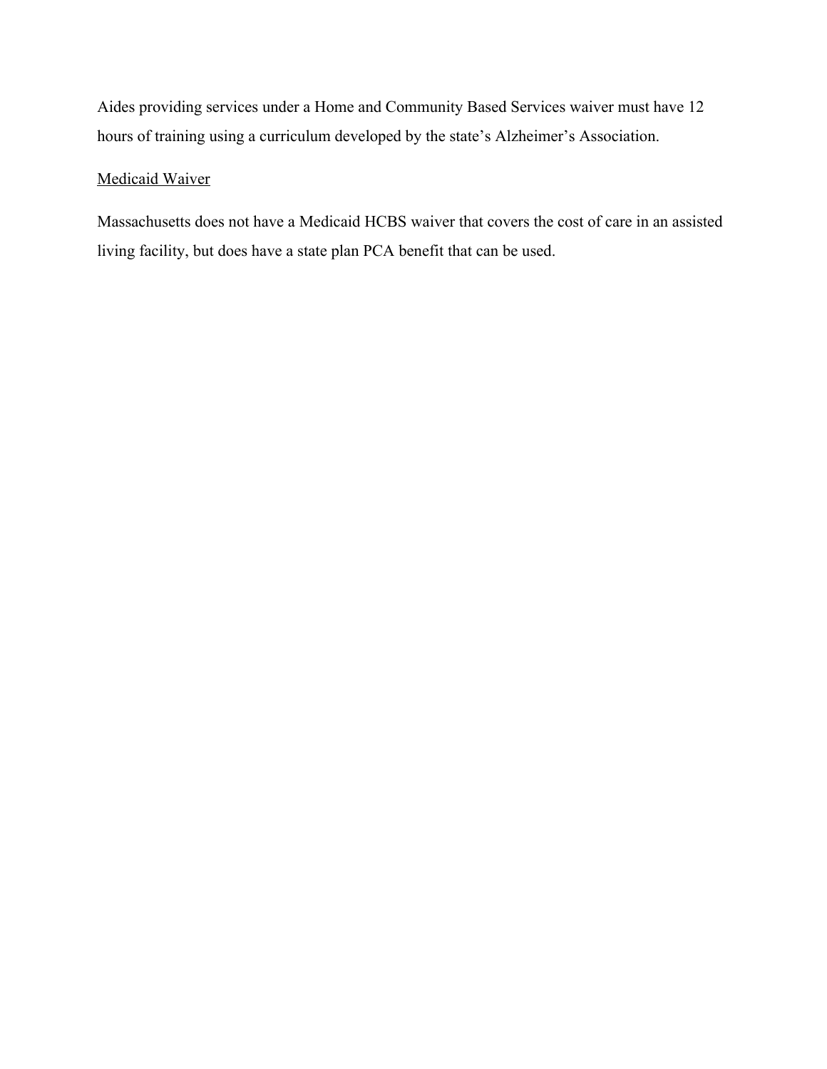Aides providing services under a Home and Community Based Services waiver must have 12 hours of training using a curriculum developed by the state's Alzheimer's Association.

## Medicaid Waiver

Massachusetts does not have a Medicaid HCBS waiver that covers the cost of care in an assisted living facility, but does have a state plan PCA benefit that can be used.